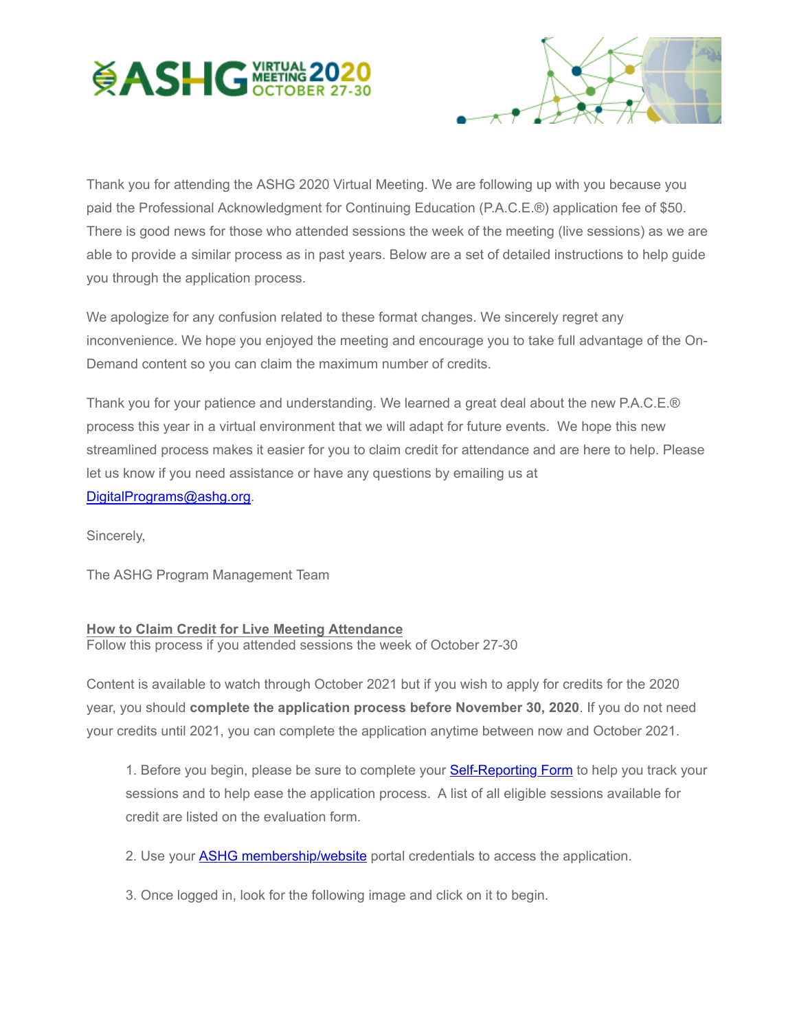Thank you for attending the ASHG 2020 Virtual Meeting. We are following up with you because you paid the Professional Acknowledgment for Continuing Education (P.A.C.E.®) application fee of $50. There is good news for those who attended sessions the week of the meeting (live sessions) as we are able to provide a similar process as in past years. Below are a set of detailed instructions to help guide you through the application process.

We apologize for any confusion related to these format changes. We sincerely regret any inconvenience. We hope you enjoyed the meeting and encourage you to take full advantage of the On-Demand content so you can claim the maximum number of credits.

Thank you for your patience and understanding. We learned a great deal about the new P.A.C.E.® process this year in a virtual environment that we will adapt for future events. We hope this new streamlined process makes it easier for you to claim credit for attendance and are here to help. Please let us know if you need assistance or have any questions by emailing us at [DigitalPrograms@ashg.org](mailto:DigitalPrograms@ashg.org).

Sincerely,

The ASHG Program Management Team

**How to Claim Credit for Live Meeting Attendance**

Follow this process if you attended sessions the week of October 27-30

Content is available to watch through October 2021 but if you wish to apply for credits for the 2020 year, you should **complete the application process before November 30, 2020**. If you do not need your credits until 2021, you can complete the application anytime between now and October 2021.

1. Before you begin, please be sure to complete your Self-Reporting Form to help you track your sessions and to help ease the application process. A list of all eligible sessions available for credit are listed on the evaluation form.

2. Use your ASHG membership/website portal credentials to access the application.

3. Once logged in, look for the following image and click on it to begin.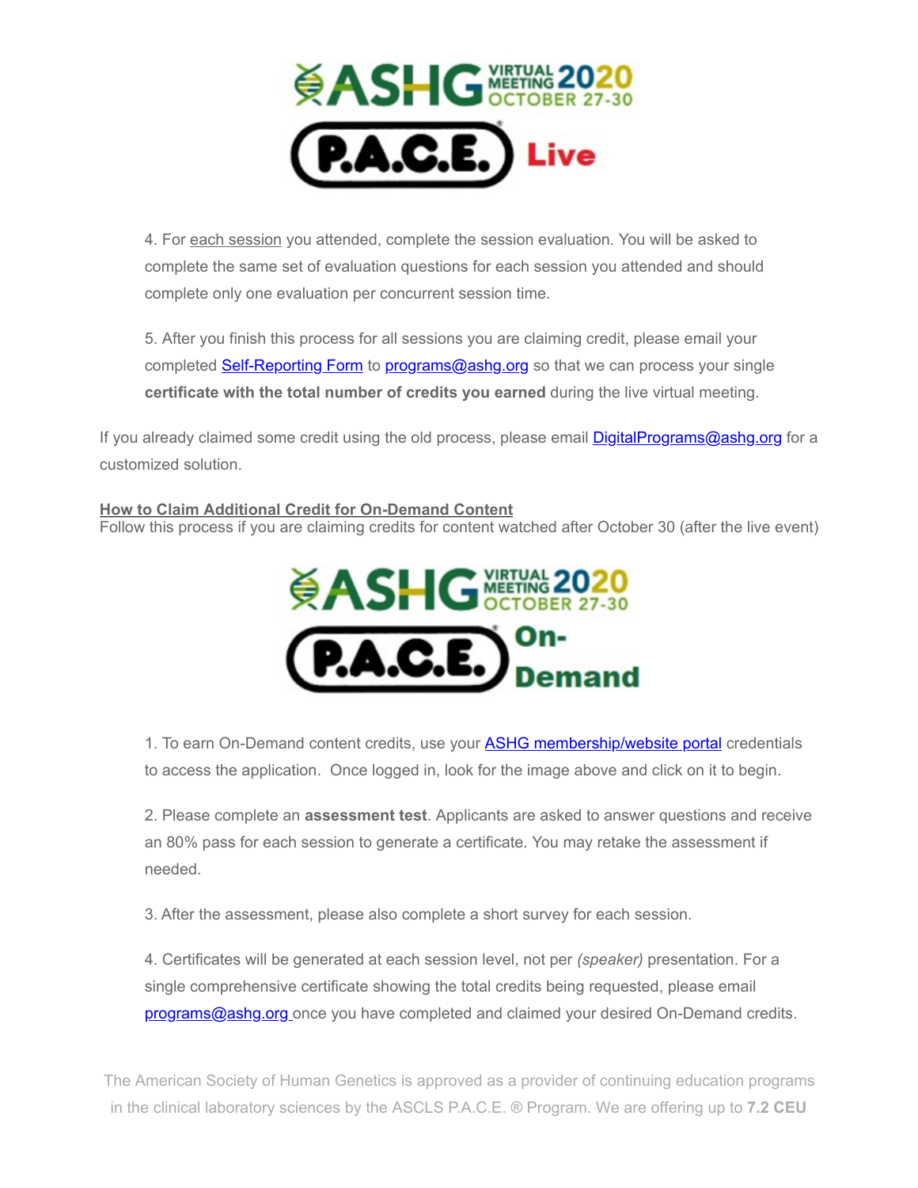4. For each session you attended, complete the session evaluation. You will be asked to complete the same set of evaluation questions for each session you attended and should complete only one evaluation per concurrent session time.

5. After you finish this process for all sessions you are claiming credit, please email your completed Self-Reporting Form to programs@ashg.org so that we can process your single **certificate with the total number of credits you earned** during the live virtual meeting.

If you already claimed some credit using the old process, please email DigitalPrograms@ashg.org for a customized solution.

**How to Claim Additional Credit for On-Demand Content**

Follow this process if you are claiming credits for content watched after October 30 (after the live event)

1. To earn On-Demand content credits, use your ASHG membership/website portal credentials to access the application. Once logged in, look for the image above and click on it to begin.

2. Please complete an **assessment test**. Applicants are asked to answer questions and receive an 80% pass for each session to generate a certificate. You may retake the assessment if needed.

3. After the assessment, please also complete a short survey for each session.

4. Certificates will be generated at each session level, not per *(speaker)* presentation. For a single comprehensive certificate showing the total credits being requested, please email programs@ashg.org once you have completed and claimed your desired On-Demand credits.

The American Society of Human Genetics is approved as a provider of continuing education programs in the clinical laboratory sciences by the ASCLS P.A.C.E. ® Program. We are offering up to **7.2 CEU**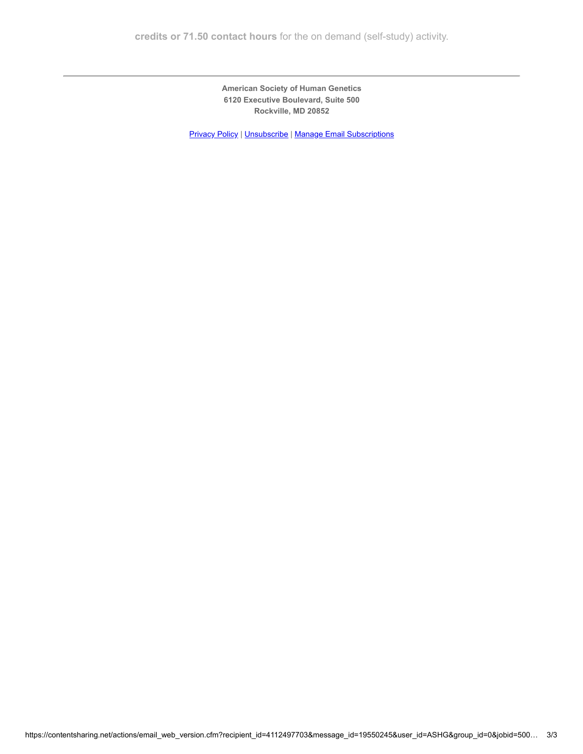**credits or 71.50 contact hours** for the on demand (self-study) activity.

---

**American Society of Human Genetics**
**6120 Executive Boulevard, Suite 500**
**Rockville, MD 20852**

Privacy Policy | Unsubscribe | Manage Email Subscriptions